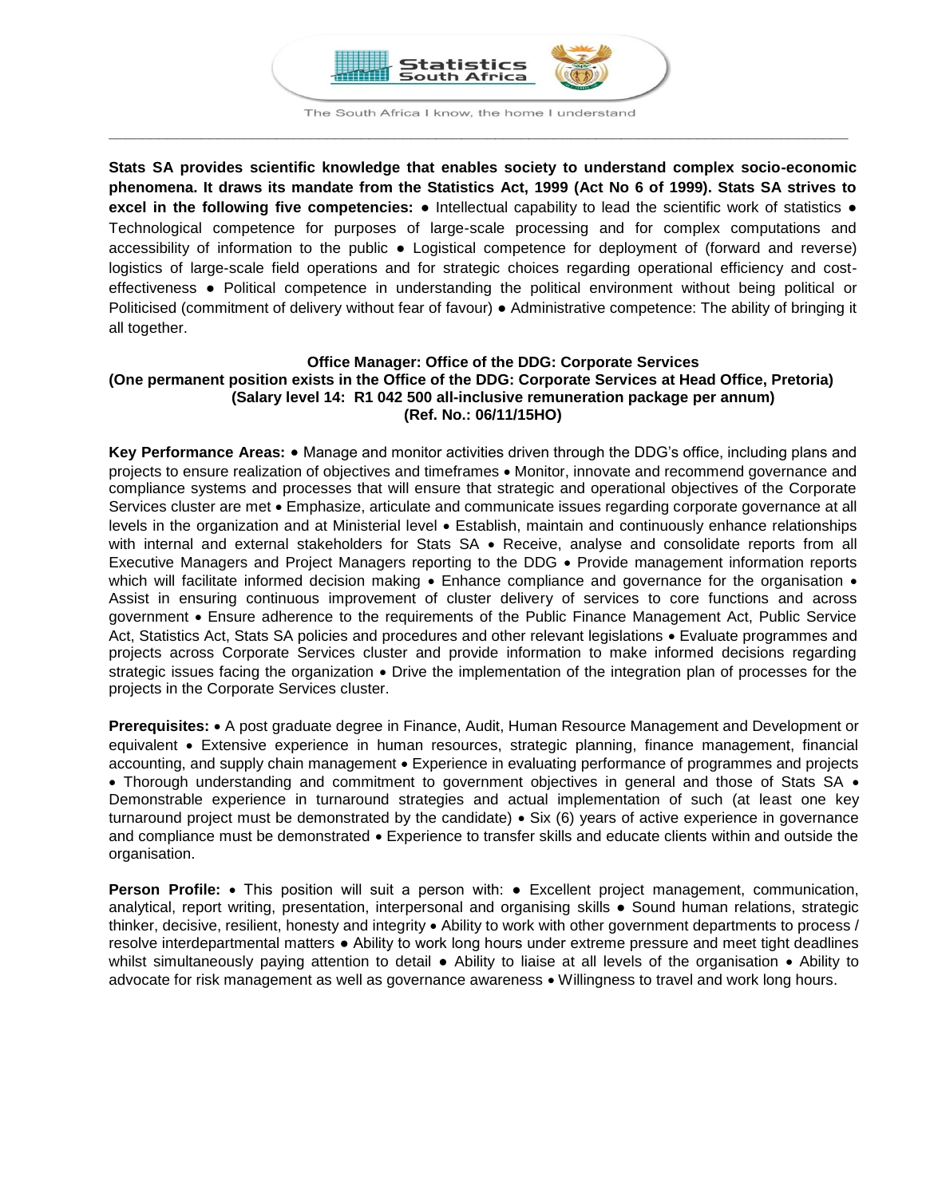Statistics South Africa

The South Africa I know, the home I understand

**Stats SA provides scientific knowledge that enables society to understand complex socio-economic phenomena. It draws its mandate from the Statistics Act, 1999 (Act No 6 of 1999). Stats SA strives to excel in the following five competencies:** ● Intellectual capability to lead the scientific work of statistics ● Technological competence for purposes of large-scale processing and for complex computations and accessibility of information to the public ● Logistical competence for deployment of (forward and reverse) logistics of large-scale field operations and for strategic choices regarding operational efficiency and cost-effectiveness ● Political competence in understanding the political environment without being political or Politicised (commitment of delivery without fear of favour) ● Administrative competence: The ability of bringing it all together.

**Office Manager: Office of the DDG: Corporate Services**
**(One permanent position exists in the Office of the DDG: Corporate Services at Head Office, Pretoria)**
**(Salary level 14: R1 042 500 all-inclusive remuneration package per annum)**
**(Ref. No.: 06/11/15HO)**

**Key Performance Areas:** • Manage and monitor activities driven through the DDG's office, including plans and projects to ensure realization of objectives and timeframes • Monitor, innovate and recommend governance and compliance systems and processes that will ensure that strategic and operational objectives of the Corporate Services cluster are met • Emphasize, articulate and communicate issues regarding corporate governance at all levels in the organization and at Ministerial level • Establish, maintain and continuously enhance relationships with internal and external stakeholders for Stats SA • Receive, analyse and consolidate reports from all Executive Managers and Project Managers reporting to the DDG • Provide management information reports which will facilitate informed decision making • Enhance compliance and governance for the organisation • Assist in ensuring continuous improvement of cluster delivery of services to core functions and across government • Ensure adherence to the requirements of the Public Finance Management Act, Public Service Act, Statistics Act, Stats SA policies and procedures and other relevant legislations • Evaluate programmes and projects across Corporate Services cluster and provide information to make informed decisions regarding strategic issues facing the organization • Drive the implementation of the integration plan of processes for the projects in the Corporate Services cluster.

**Prerequisites:** • A post graduate degree in Finance, Audit, Human Resource Management and Development or equivalent • Extensive experience in human resources, strategic planning, finance management, financial accounting, and supply chain management • Experience in evaluating performance of programmes and projects • Thorough understanding and commitment to government objectives in general and those of Stats SA • Demonstrable experience in turnaround strategies and actual implementation of such (at least one key turnaround project must be demonstrated by the candidate) • Six (6) years of active experience in governance and compliance must be demonstrated • Experience to transfer skills and educate clients within and outside the organisation.

**Person Profile:** • This position will suit a person with: ● Excellent project management, communication, analytical, report writing, presentation, interpersonal and organising skills ● Sound human relations, strategic thinker, decisive, resilient, honesty and integrity • Ability to work with other government departments to process / resolve interdepartmental matters ● Ability to work long hours under extreme pressure and meet tight deadlines whilst simultaneously paying attention to detail ● Ability to liaise at all levels of the organisation • Ability to advocate for risk management as well as governance awareness • Willingness to travel and work long hours.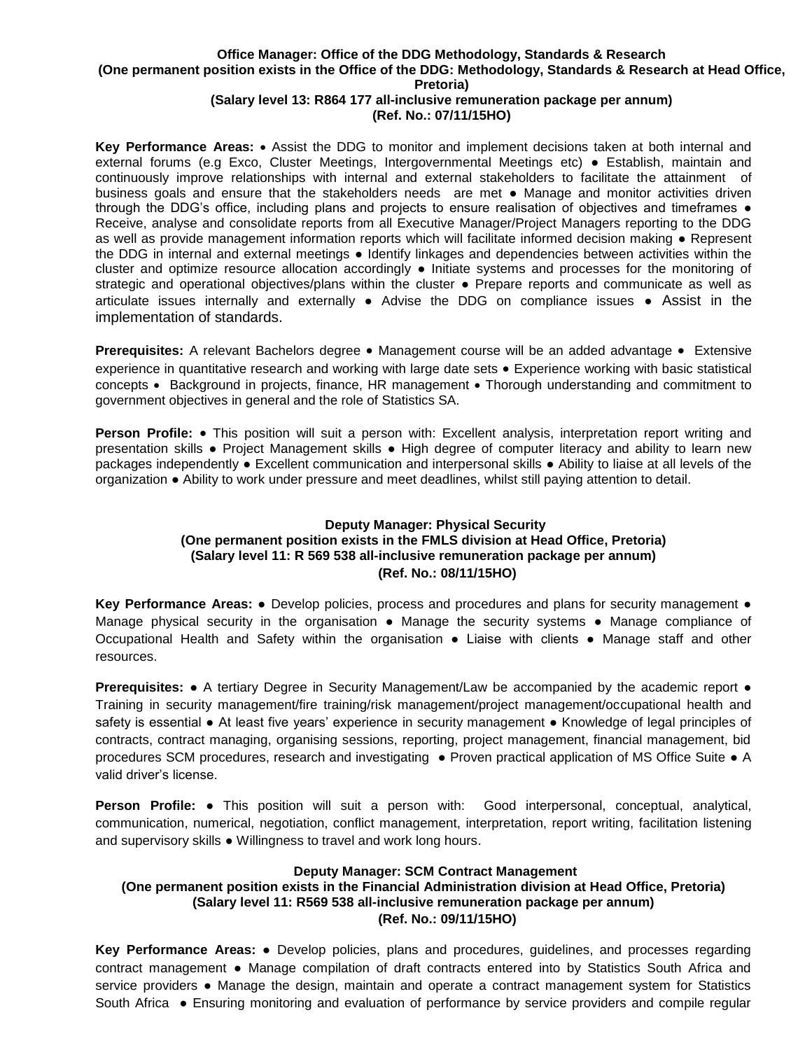**Office Manager: Office of the DDG Methodology, Standards & Research**
**(One permanent position exists in the Office of the DDG: Methodology, Standards & Research at Head Office, Pretoria)**
**(Salary level 13: R864 177 all-inclusive remuneration package per annum)**
**(Ref. No.: 07/11/15HO)**

**Key Performance Areas:** • Assist the DDG to monitor and implement decisions taken at both internal and external forums (e.g Exco, Cluster Meetings, Intergovernmental Meetings etc) ● Establish, maintain and continuously improve relationships with internal and external stakeholders to facilitate the attainment of business goals and ensure that the stakeholders needs are met ● Manage and monitor activities driven through the DDG's office, including plans and projects to ensure realisation of objectives and timeframes ● Receive, analyse and consolidate reports from all Executive Manager/Project Managers reporting to the DDG as well as provide management information reports which will facilitate informed decision making ● Represent the DDG in internal and external meetings ● Identify linkages and dependencies between activities within the cluster and optimize resource allocation accordingly ● Initiate systems and processes for the monitoring of strategic and operational objectives/plans within the cluster ● Prepare reports and communicate as well as articulate issues internally and externally ● Advise the DDG on compliance issues ● Assist in the implementation of standards.

**Prerequisites:** A relevant Bachelors degree • Management course will be an added advantage • Extensive experience in quantitative research and working with large date sets • Experience working with basic statistical concepts • Background in projects, finance, HR management • Thorough understanding and commitment to government objectives in general and the role of Statistics SA.

**Person Profile:** • This position will suit a person with: Excellent analysis, interpretation report writing and presentation skills ● Project Management skills ● High degree of computer literacy and ability to learn new packages independently ● Excellent communication and interpersonal skills ● Ability to liaise at all levels of the organization ● Ability to work under pressure and meet deadlines, whilst still paying attention to detail.

**Deputy Manager: Physical Security**
**(One permanent position exists in the FMLS division at Head Office, Pretoria)**
**(Salary level 11: R 569 538 all-inclusive remuneration package per annum)**
**(Ref. No.: 08/11/15HO)**

**Key Performance Areas:** ● Develop policies, process and procedures and plans for security management ● Manage physical security in the organisation ● Manage the security systems ● Manage compliance of Occupational Health and Safety within the organisation ● Liaise with clients ● Manage staff and other resources.

**Prerequisites:** ● A tertiary Degree in Security Management/Law be accompanied by the academic report ● Training in security management/fire training/risk management/project management/occupational health and safety is essential ● At least five years' experience in security management ● Knowledge of legal principles of contracts, contract managing, organising sessions, reporting, project management, financial management, bid procedures SCM procedures, research and investigating ● Proven practical application of MS Office Suite ● A valid driver's license.

**Person Profile:** ● This position will suit a person with: Good interpersonal, conceptual, analytical, communication, numerical, negotiation, conflict management, interpretation, report writing, facilitation listening and supervisory skills ● Willingness to travel and work long hours.

**Deputy Manager: SCM Contract Management**
**(One permanent position exists in the Financial Administration division at Head Office, Pretoria)**
**(Salary level 11: R569 538 all-inclusive remuneration package per annum)**
**(Ref. No.: 09/11/15HO)**

**Key Performance Areas:** ● Develop policies, plans and procedures, guidelines, and processes regarding contract management ● Manage compilation of draft contracts entered into by Statistics South Africa and service providers ● Manage the design, maintain and operate a contract management system for Statistics South Africa ● Ensuring monitoring and evaluation of performance by service providers and compile regular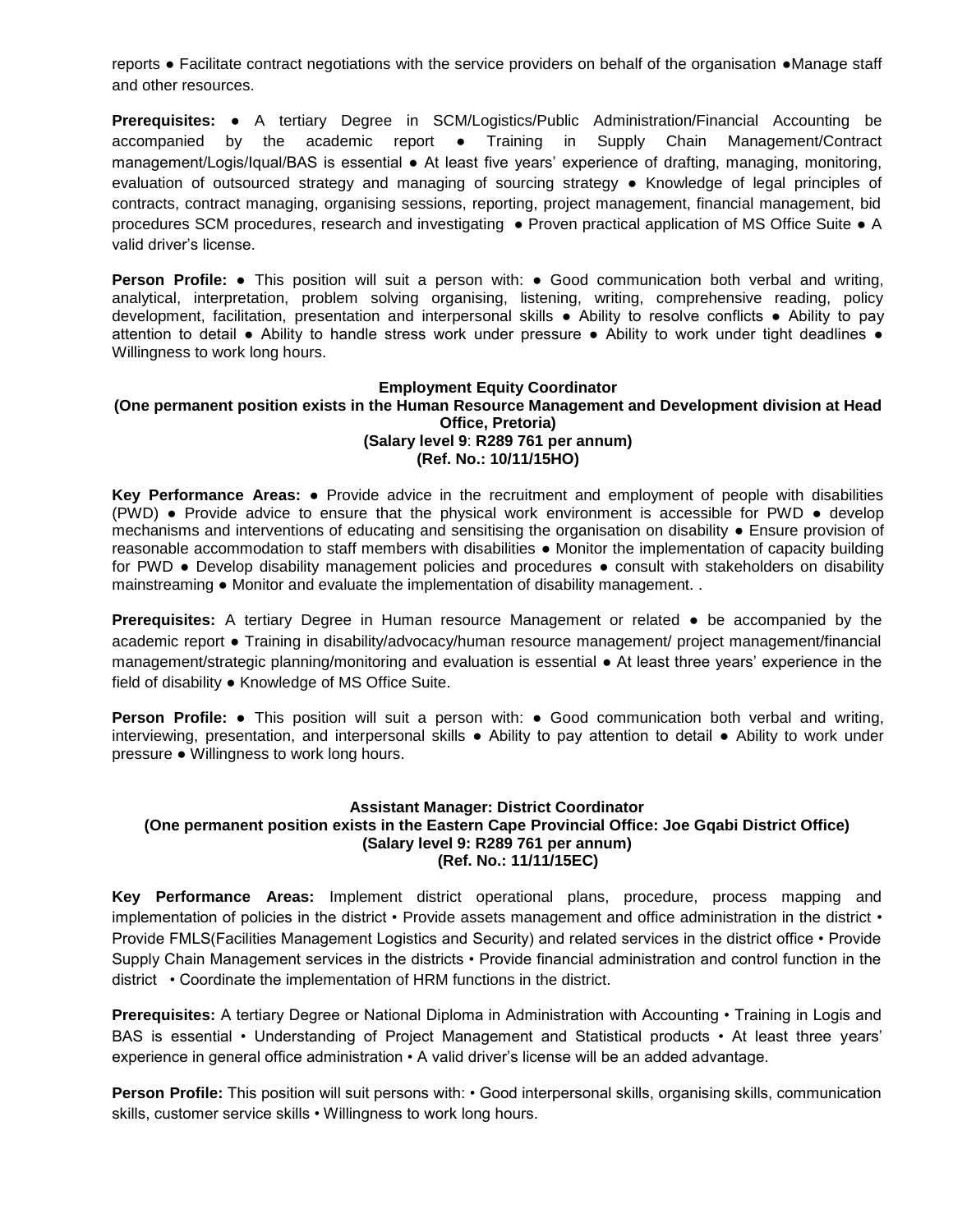reports ● Facilitate contract negotiations with the service providers on behalf of the organisation ●Manage staff and other resources.

**Prerequisites:** ● A tertiary Degree in SCM/Logistics/Public Administration/Financial Accounting be accompanied by the academic report ● Training in Supply Chain Management/Contract management/Logis/Iqual/BAS is essential ● At least five years' experience of drafting, managing, monitoring, evaluation of outsourced strategy and managing of sourcing strategy ● Knowledge of legal principles of contracts, contract managing, organising sessions, reporting, project management, financial management, bid procedures SCM procedures, research and investigating ● Proven practical application of MS Office Suite ● A valid driver's license.

**Person Profile:** ● This position will suit a person with: ● Good communication both verbal and writing, analytical, interpretation, problem solving organising, listening, writing, comprehensive reading, policy development, facilitation, presentation and interpersonal skills ● Ability to resolve conflicts ● Ability to pay attention to detail ● Ability to handle stress work under pressure ● Ability to work under tight deadlines ● Willingness to work long hours.

### Employment Equity Coordinator
**(One permanent position exists in the Human Resource Management and Development division at Head Office, Pretoria)**
**(Salary level 9: R289 761 per annum)**
**(Ref. No.: 10/11/15HO)**

**Key Performance Areas:** ● Provide advice in the recruitment and employment of people with disabilities (PWD) ● Provide advice to ensure that the physical work environment is accessible for PWD ● develop mechanisms and interventions of educating and sensitising the organisation on disability ● Ensure provision of reasonable accommodation to staff members with disabilities ● Monitor the implementation of capacity building for PWD ● Develop disability management policies and procedures ● consult with stakeholders on disability mainstreaming ● Monitor and evaluate the implementation of disability management. .

**Prerequisites:** A tertiary Degree in Human resource Management or related ● be accompanied by the academic report ● Training in disability/advocacy/human resource management/ project management/financial management/strategic planning/monitoring and evaluation is essential ● At least three years' experience in the field of disability ● Knowledge of MS Office Suite.

**Person Profile:** ● This position will suit a person with: ● Good communication both verbal and writing, interviewing, presentation, and interpersonal skills ● Ability to pay attention to detail ● Ability to work under pressure ● Willingness to work long hours.

### Assistant Manager: District Coordinator
**(One permanent position exists in the Eastern Cape Provincial Office: Joe Gqabi District Office)**
**(Salary level 9: R289 761 per annum)**
**(Ref. No.: 11/11/15EC)**

**Key Performance Areas:** Implement district operational plans, procedure, process mapping and implementation of policies in the district • Provide assets management and office administration in the district • Provide FMLS(Facilities Management Logistics and Security) and related services in the district office • Provide Supply Chain Management services in the districts • Provide financial administration and control function in the district • Coordinate the implementation of HRM functions in the district.

**Prerequisites:** A tertiary Degree or National Diploma in Administration with Accounting • Training in Logis and BAS is essential • Understanding of Project Management and Statistical products • At least three years' experience in general office administration • A valid driver's license will be an added advantage.

**Person Profile:** This position will suit persons with: • Good interpersonal skills, organising skills, communication skills, customer service skills • Willingness to work long hours.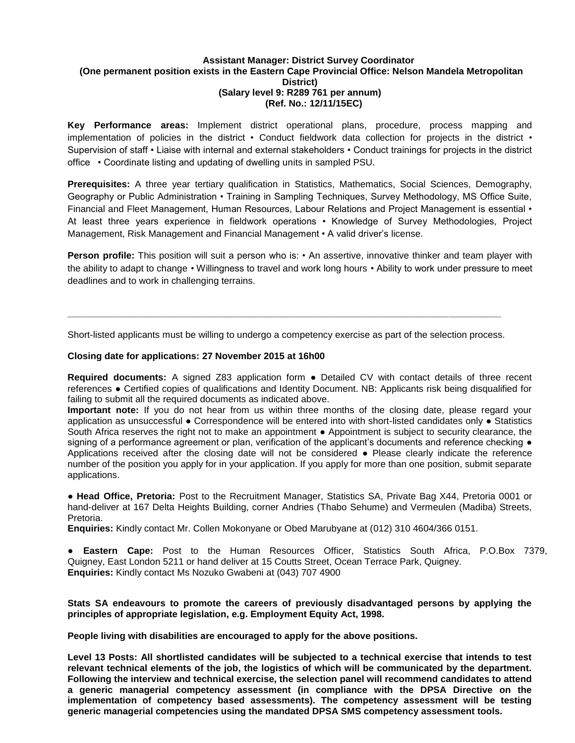**Assistant Manager: District Survey Coordinator**
**(One permanent position exists in the Eastern Cape Provincial Office: Nelson Mandela Metropolitan District)**
**(Salary level 9: R289 761 per annum)**
**(Ref. No.: 12/11/15EC)**

**Key Performance areas:** Implement district operational plans, procedure, process mapping and implementation of policies in the district • Conduct fieldwork data collection for projects in the district • Supervision of staff • Liaise with internal and external stakeholders • Conduct trainings for projects in the district office • Coordinate listing and updating of dwelling units in sampled PSU.

**Prerequisites:** A three year tertiary qualification in Statistics, Mathematics, Social Sciences, Demography, Geography or Public Administration • Training in Sampling Techniques, Survey Methodology, MS Office Suite, Financial and Fleet Management, Human Resources, Labour Relations and Project Management is essential • At least three years experience in fieldwork operations • Knowledge of Survey Methodologies, Project Management, Risk Management and Financial Management • A valid driver's license.

**Person profile:** This position will suit a person who is: • An assertive, innovative thinker and team player with the ability to adapt to change • Willingness to travel and work long hours • Ability to work under pressure to meet deadlines and to work in challenging terrains.

---

Short-listed applicants must be willing to undergo a competency exercise as part of the selection process.

**Closing date for applications: 27 November 2015 at 16h00**

**Required documents:** A signed Z83 application form ● Detailed CV with contact details of three recent references ● Certified copies of qualifications and Identity Document. NB: Applicants risk being disqualified for failing to submit all the required documents as indicated above.

**Important note:** If you do not hear from us within three months of the closing date, please regard your application as unsuccessful ● Correspondence will be entered into with short-listed candidates only ● Statistics South Africa reserves the right not to make an appointment ● Appointment is subject to security clearance, the signing of a performance agreement or plan, verification of the applicant's documents and reference checking ● Applications received after the closing date will not be considered ● Please clearly indicate the reference number of the position you apply for in your application. If you apply for more than one position, submit separate applications.

● **Head Office, Pretoria:** Post to the Recruitment Manager, Statistics SA, Private Bag X44, Pretoria 0001 or hand-deliver at 167 Delta Heights Building, corner Andries (Thabo Sehume) and Vermeulen (Madiba) Streets, Pretoria.
**Enquiries:** Kindly contact Mr. Collen Mokonyane or Obed Marubyane at (012) 310 4604/366 0151.

● **Eastern Cape:** Post to the Human Resources Officer, Statistics South Africa, P.O.Box 7379, Quigney, East London 5211 or hand deliver at 15 Coutts Street, Ocean Terrace Park, Quigney.
**Enquiries:** Kindly contact Ms Nozuko Gwabeni at (043) 707 4900

**Stats SA endeavours to promote the careers of previously disadvantaged persons by applying the principles of appropriate legislation, e.g. Employment Equity Act, 1998.**

**People living with disabilities are encouraged to apply for the above positions.**

**Level 13 Posts: All shortlisted candidates will be subjected to a technical exercise that intends to test relevant technical elements of the job, the logistics of which will be communicated by the department. Following the interview and technical exercise, the selection panel will recommend candidates to attend a generic managerial competency assessment (in compliance with the DPSA Directive on the implementation of competency based assessments). The competency assessment will be testing generic managerial competencies using the mandated DPSA SMS competency assessment tools.**